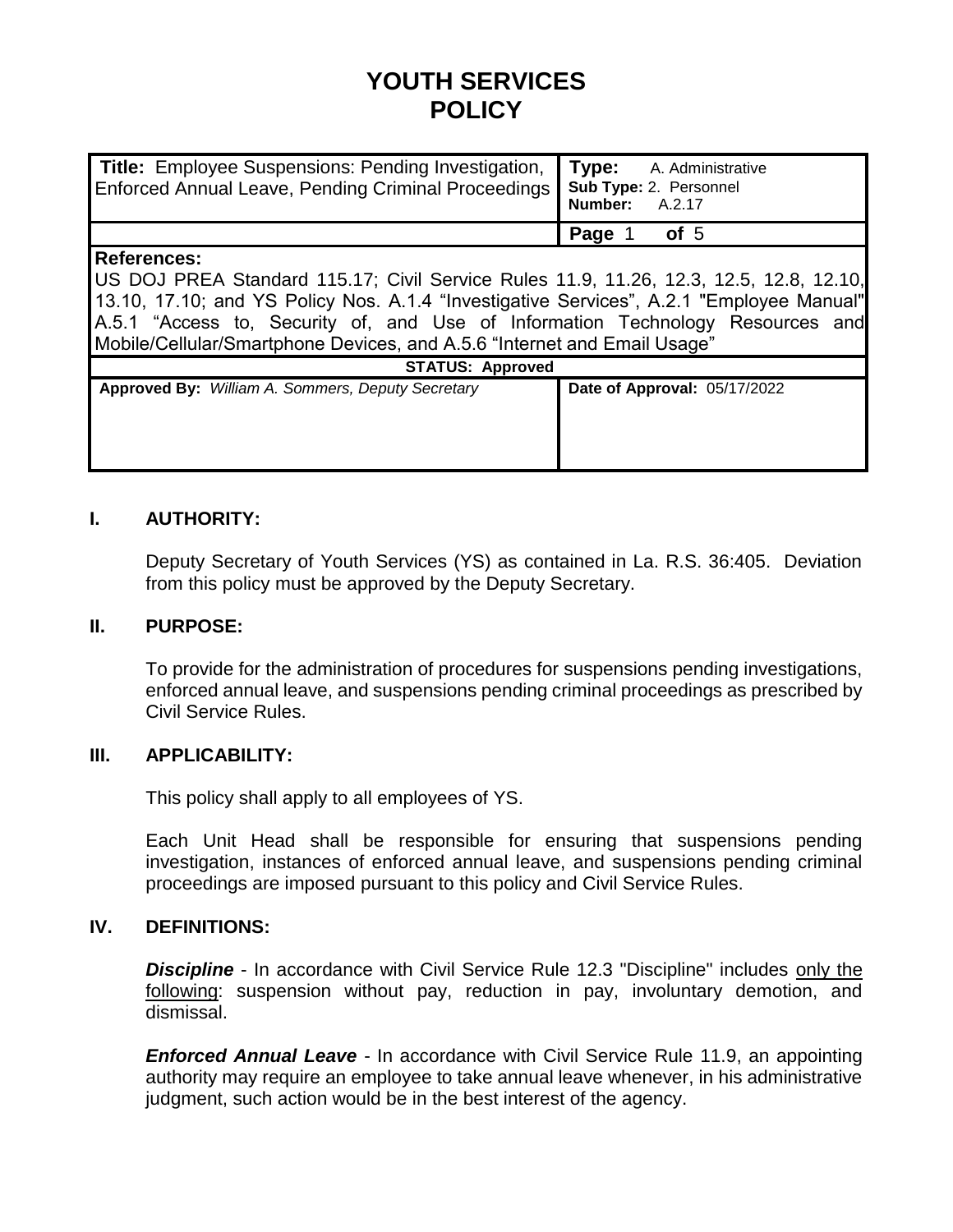# YOUTH SERVICES POLICY

| **Title:** Employee Suspensions: Pending Investigation, Enforced Annual Leave, Pending Criminal Proceedings | **Type:** A. Administrative<br>**Sub Type:** 2. Personnel<br>**Number:** A.2.17 |
|---|---|
| | **Page** 1 **of** 5 |

**References:**
US DOJ PREA Standard 115.17; Civil Service Rules 11.9, 11.26, 12.3, 12.5, 12.8, 12.10, 13.10, 17.10; and YS Policy Nos. A.1.4 "Investigative Services", A.2.1 "Employee Manual" A.5.1 "Access to, Security of, and Use of Information Technology Resources and Mobile/Cellular/Smartphone Devices, and A.5.6 "Internet and Email Usage"

**STATUS: Approved**

| **Approved By:** *William A. Sommers, Deputy Secretary* | **Date of Approval:** 05/17/2022 |
|---|---|

## I. AUTHORITY:

Deputy Secretary of Youth Services (YS) as contained in La. R.S. 36:405. Deviation from this policy must be approved by the Deputy Secretary.

## II. PURPOSE:

To provide for the administration of procedures for suspensions pending investigations, enforced annual leave, and suspensions pending criminal proceedings as prescribed by Civil Service Rules.

## III. APPLICABILITY:

This policy shall apply to all employees of YS.

Each Unit Head shall be responsible for ensuring that suspensions pending investigation, instances of enforced annual leave, and suspensions pending criminal proceedings are imposed pursuant to this policy and Civil Service Rules.

## IV. DEFINITIONS:

***Discipline*** - In accordance with Civil Service Rule 12.3 "Discipline" includes only the following: suspension without pay, reduction in pay, involuntary demotion, and dismissal.

***Enforced Annual Leave*** - In accordance with Civil Service Rule 11.9, an appointing authority may require an employee to take annual leave whenever, in his administrative judgment, such action would be in the best interest of the agency.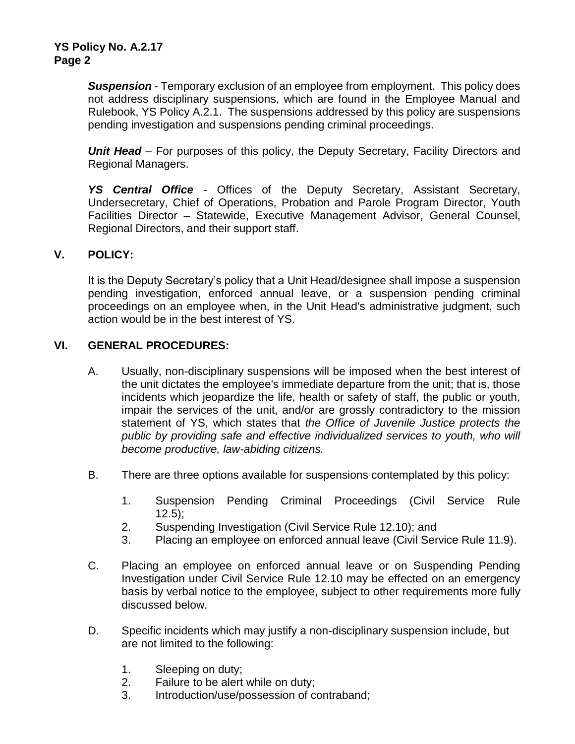***Suspension*** - Temporary exclusion of an employee from employment. This policy does not address disciplinary suspensions, which are found in the Employee Manual and Rulebook, YS Policy A.2.1. The suspensions addressed by this policy are suspensions pending investigation and suspensions pending criminal proceedings.

***Unit Head*** – For purposes of this policy, the Deputy Secretary, Facility Directors and Regional Managers.

***YS Central Office*** - Offices of the Deputy Secretary, Assistant Secretary, Undersecretary, Chief of Operations, Probation and Parole Program Director, Youth Facilities Director – Statewide, Executive Management Advisor, General Counsel, Regional Directors, and their support staff.

## V. POLICY:

It is the Deputy Secretary's policy that a Unit Head/designee shall impose a suspension pending investigation, enforced annual leave, or a suspension pending criminal proceedings on an employee when, in the Unit Head's administrative judgment, such action would be in the best interest of YS.

## VI. GENERAL PROCEDURES:

A. Usually, non-disciplinary suspensions will be imposed when the best interest of the unit dictates the employee's immediate departure from the unit; that is, those incidents which jeopardize the life, health or safety of staff, the public or youth, impair the services of the unit, and/or are grossly contradictory to the mission statement of YS, which states that *the Office of Juvenile Justice protects the public by providing safe and effective individualized services to youth, who will become productive, law-abiding citizens.*

B. There are three options available for suspensions contemplated by this policy:

1. Suspension Pending Criminal Proceedings (Civil Service Rule 12.5);
2. Suspending Investigation (Civil Service Rule 12.10); and
3. Placing an employee on enforced annual leave (Civil Service Rule 11.9).

C. Placing an employee on enforced annual leave or on Suspending Pending Investigation under Civil Service Rule 12.10 may be effected on an emergency basis by verbal notice to the employee, subject to other requirements more fully discussed below.

D. Specific incidents which may justify a non-disciplinary suspension include, but are not limited to the following:

1. Sleeping on duty;
2. Failure to be alert while on duty;
3. Introduction/use/possession of contraband;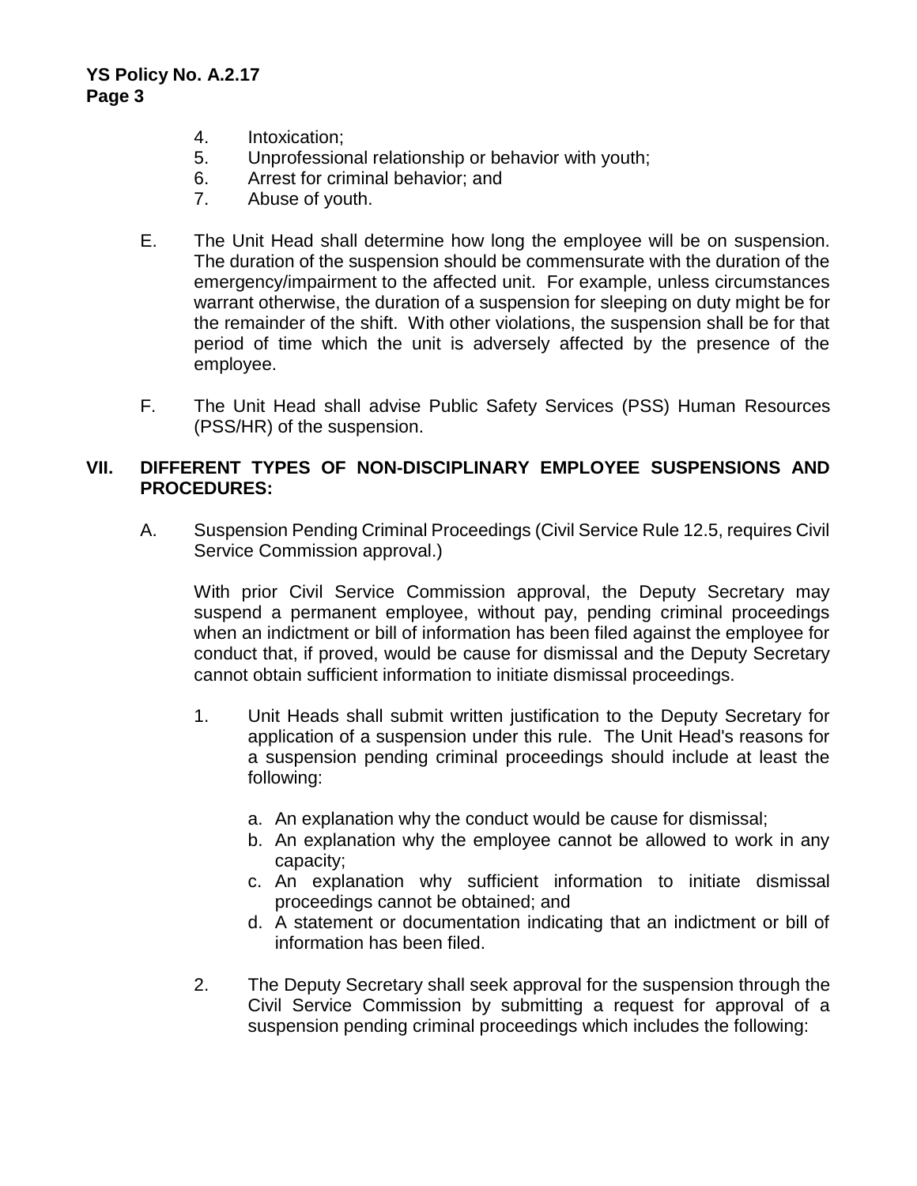4. Intoxication;
5. Unprofessional relationship or behavior with youth;
6. Arrest for criminal behavior; and
7. Abuse of youth.

E. The Unit Head shall determine how long the employee will be on suspension. The duration of the suspension should be commensurate with the duration of the emergency/impairment to the affected unit. For example, unless circumstances warrant otherwise, the duration of a suspension for sleeping on duty might be for the remainder of the shift. With other violations, the suspension shall be for that period of time which the unit is adversely affected by the presence of the employee.

F. The Unit Head shall advise Public Safety Services (PSS) Human Resources (PSS/HR) of the suspension.

## VII. DIFFERENT TYPES OF NON-DISCIPLINARY EMPLOYEE SUSPENSIONS AND PROCEDURES:

A. Suspension Pending Criminal Proceedings (Civil Service Rule 12.5, requires Civil Service Commission approval.)

With prior Civil Service Commission approval, the Deputy Secretary may suspend a permanent employee, without pay, pending criminal proceedings when an indictment or bill of information has been filed against the employee for conduct that, if proved, would be cause for dismissal and the Deputy Secretary cannot obtain sufficient information to initiate dismissal proceedings.

1. Unit Heads shall submit written justification to the Deputy Secretary for application of a suspension under this rule. The Unit Head's reasons for a suspension pending criminal proceedings should include at least the following:

   a. An explanation why the conduct would be cause for dismissal;
   b. An explanation why the employee cannot be allowed to work in any capacity;
   c. An explanation why sufficient information to initiate dismissal proceedings cannot be obtained; and
   d. A statement or documentation indicating that an indictment or bill of information has been filed.

2. The Deputy Secretary shall seek approval for the suspension through the Civil Service Commission by submitting a request for approval of a suspension pending criminal proceedings which includes the following: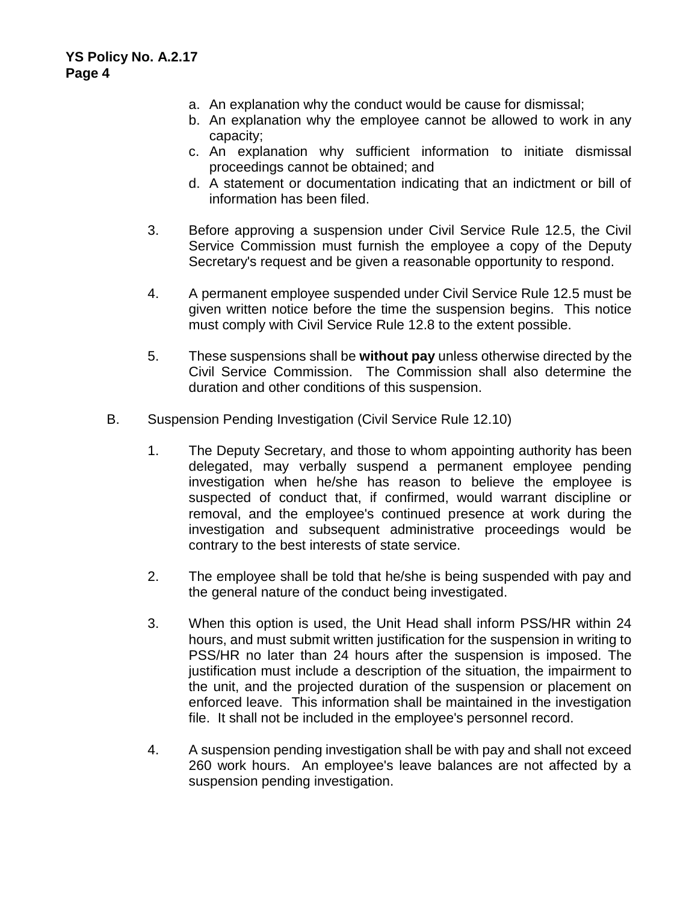a. An explanation why the conduct would be cause for dismissal;
b. An explanation why the employee cannot be allowed to work in any capacity;
c. An explanation why sufficient information to initiate dismissal proceedings cannot be obtained; and
d. A statement or documentation indicating that an indictment or bill of information has been filed.

3. Before approving a suspension under Civil Service Rule 12.5, the Civil Service Commission must furnish the employee a copy of the Deputy Secretary's request and be given a reasonable opportunity to respond.

4. A permanent employee suspended under Civil Service Rule 12.5 must be given written notice before the time the suspension begins. This notice must comply with Civil Service Rule 12.8 to the extent possible.

5. These suspensions shall be **without pay** unless otherwise directed by the Civil Service Commission. The Commission shall also determine the duration and other conditions of this suspension.

B. Suspension Pending Investigation (Civil Service Rule 12.10)

1. The Deputy Secretary, and those to whom appointing authority has been delegated, may verbally suspend a permanent employee pending investigation when he/she has reason to believe the employee is suspected of conduct that, if confirmed, would warrant discipline or removal, and the employee's continued presence at work during the investigation and subsequent administrative proceedings would be contrary to the best interests of state service.

2. The employee shall be told that he/she is being suspended with pay and the general nature of the conduct being investigated.

3. When this option is used, the Unit Head shall inform PSS/HR within 24 hours, and must submit written justification for the suspension in writing to PSS/HR no later than 24 hours after the suspension is imposed. The justification must include a description of the situation, the impairment to the unit, and the projected duration of the suspension or placement on enforced leave. This information shall be maintained in the investigation file. It shall not be included in the employee's personnel record.

4. A suspension pending investigation shall be with pay and shall not exceed 260 work hours. An employee's leave balances are not affected by a suspension pending investigation.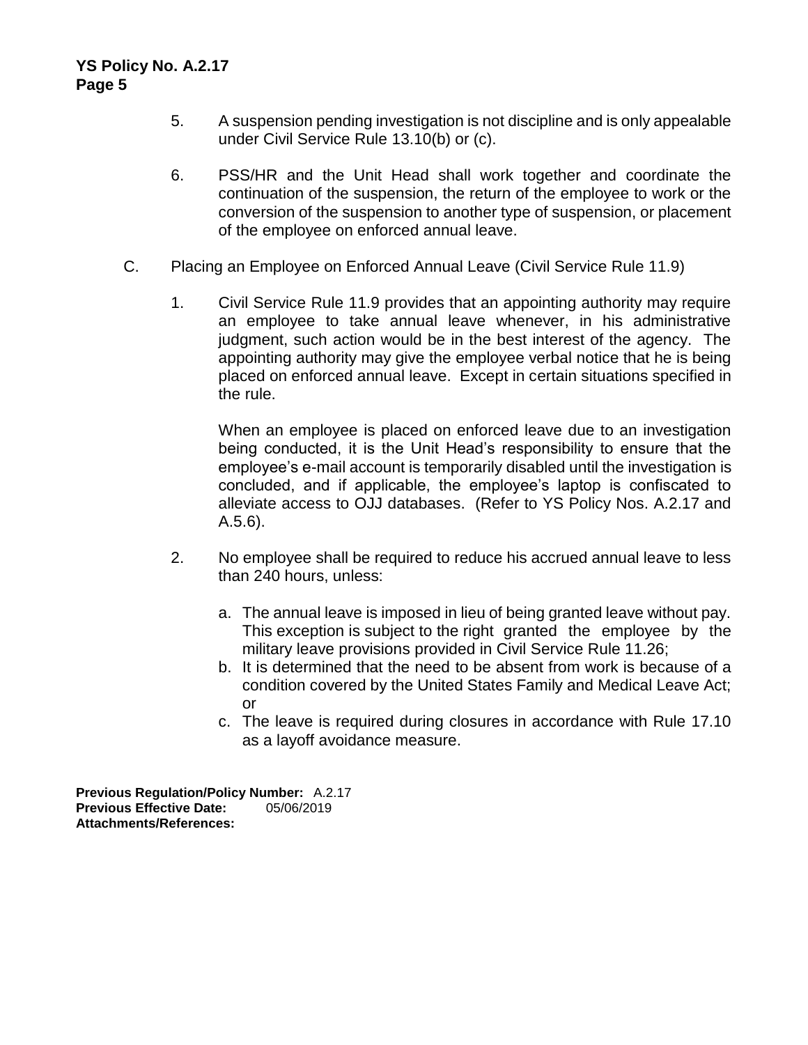5. A suspension pending investigation is not discipline and is only appealable under Civil Service Rule 13.10(b) or (c).

6. PSS/HR and the Unit Head shall work together and coordinate the continuation of the suspension, the return of the employee to work or the conversion of the suspension to another type of suspension, or placement of the employee on enforced annual leave.

C. Placing an Employee on Enforced Annual Leave (Civil Service Rule 11.9)

1. Civil Service Rule 11.9 provides that an appointing authority may require an employee to take annual leave whenever, in his administrative judgment, such action would be in the best interest of the agency. The appointing authority may give the employee verbal notice that he is being placed on enforced annual leave. Except in certain situations specified in the rule.

   When an employee is placed on enforced leave due to an investigation being conducted, it is the Unit Head's responsibility to ensure that the employee's e-mail account is temporarily disabled until the investigation is concluded, and if applicable, the employee's laptop is confiscated to alleviate access to OJJ databases. (Refer to YS Policy Nos. A.2.17 and A.5.6).

2. No employee shall be required to reduce his accrued annual leave to less than 240 hours, unless:

   a. The annual leave is imposed in lieu of being granted leave without pay. This exception is subject to the right granted the employee by the military leave provisions provided in Civil Service Rule 11.26;
   b. It is determined that the need to be absent from work is because of a condition covered by the United States Family and Medical Leave Act; or
   c. The leave is required during closures in accordance with Rule 17.10 as a layoff avoidance measure.

**Previous Regulation/Policy Number:** A.2.17
**Previous Effective Date:** 05/06/2019
**Attachments/References:**